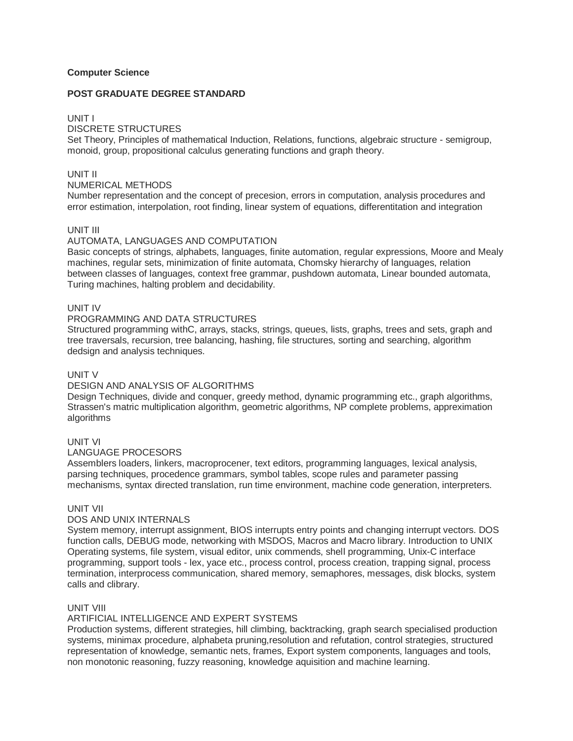**Computer Science**

**POST GRADUATE DEGREE STANDARD**

UNIT I
DISCRETE STRUCTURES
Set Theory, Principles of mathematical Induction, Relations, functions, algebraic structure - semigroup, monoid, group, propositional calculus generating functions and graph theory.

UNIT II
NUMERICAL METHODS
Number representation and the concept of precesion, errors in computation, analysis procedures and error estimation, interpolation, root finding, linear system of equations, differentitation and integration

UNIT III
AUTOMATA, LANGUAGES AND COMPUTATION
Basic concepts of strings, alphabets, languages, finite automation, regular expressions, Moore and Mealy machines, regular sets, minimization of finite automata, Chomsky hierarchy of languages, relation between classes of languages, context free grammar, pushdown automata, Linear bounded automata, Turing machines, halting problem and decidability.

UNIT IV
PROGRAMMING AND DATA STRUCTURES
Structured programming withC, arrays, stacks, strings, queues, lists, graphs, trees and sets, graph and tree traversals, recursion, tree balancing, hashing, file structures, sorting and searching, algorithm dedsign and analysis techniques.

UNIT V
DESIGN AND ANALYSIS OF ALGORITHMS
Design Techniques, divide and conquer, greedy method, dynamic programming etc., graph algorithms, Strassen's matric multiplication algorithm, geometric algorithms, NP complete problems, appreximation algorithms

UNIT VI
LANGUAGE PROCESORS
Assemblers loaders, linkers, macroprocener, text editors, programming languages, lexical analysis, parsing techniques, procedence grammars, symbol tables, scope rules and parameter passing mechanisms, syntax directed translation, run time environment, machine code generation, interpreters.

UNIT VII
DOS AND UNIX INTERNALS
System memory, interrupt assignment, BIOS interrupts entry points and changing interrupt vectors. DOS function calls, DEBUG mode, networking with MSDOS, Macros and Macro library. Introduction to UNIX Operating systems, file system, visual editor, unix commends, shell programming, Unix-C interface programming, support tools - lex, yace etc., process control, process creation, trapping signal, process termination, interprocess communication, shared memory, semaphores, messages, disk blocks, system calls and clibrary.

UNIT VIII
ARTIFICIAL INTELLIGENCE AND EXPERT SYSTEMS
Production systems, different strategies, hill climbing, backtracking, graph search specialised production systems, minimax procedure, alphabeta pruning,resolution and refutation, control strategies, structured representation of knowledge, semantic nets, frames, Export system components, languages and tools, non monotonic reasoning, fuzzy reasoning, knowledge aquisition and machine learning.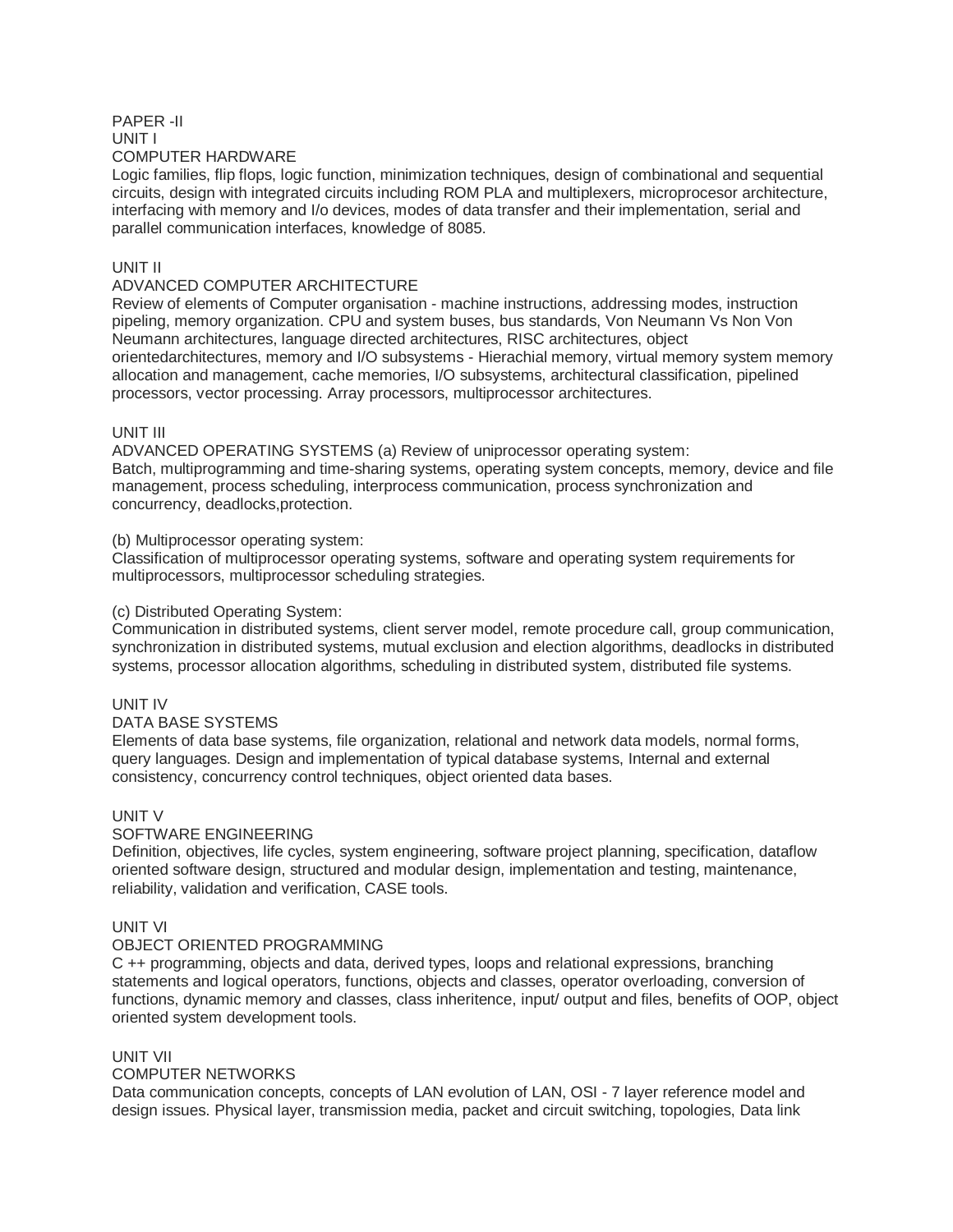PAPER -II

UNIT I

COMPUTER HARDWARE

Logic families, flip flops, logic function, minimization techniques, design of combinational and sequential circuits, design with integrated circuits including ROM PLA and multiplexers, microprocesor architecture, interfacing with memory and I/o devices, modes of data transfer and their implementation, serial and parallel communication interfaces, knowledge of 8085.

UNIT II

ADVANCED COMPUTER ARCHITECTURE

Review of elements of Computer organisation - machine instructions, addressing modes, instruction pipeling, memory organization. CPU and system buses, bus standards, Von Neumann Vs Non Von Neumann architectures, language directed architectures, RISC architectures, object orientedarchitectures, memory and I/O subsystems - Hierachial memory, virtual memory system memory allocation and management, cache memories, I/O subsystems, architectural classification, pipelined processors, vector processing. Array processors, multiprocessor architectures.

UNIT III

ADVANCED OPERATING SYSTEMS (a) Review of uniprocessor operating system:
Batch, multiprogramming and time-sharing systems, operating system concepts, memory, device and file management, process scheduling, interprocess communication, process synchronization and concurrency, deadlocks,protection.

(b) Multiprocessor operating system:
Classification of multiprocessor operating systems, software and operating system requirements for multiprocessors, multiprocessor scheduling strategies.

(c) Distributed Operating System:
Communication in distributed systems, client server model, remote procedure call, group communication, synchronization in distributed systems, mutual exclusion and election algorithms, deadlocks in distributed systems, processor allocation algorithms, scheduling in distributed system, distributed file systems.

UNIT IV

DATA BASE SYSTEMS

Elements of data base systems, file organization, relational and network data models, normal forms, query languages. Design and implementation of typical database systems, Internal and external consistency, concurrency control techniques, object oriented data bases.

UNIT V

SOFTWARE ENGINEERING

Definition, objectives, life cycles, system engineering, software project planning, specification, dataflow oriented software design, structured and modular design, implementation and testing, maintenance, reliability, validation and verification, CASE tools.

UNIT VI

OBJECT ORIENTED PROGRAMMING

C ++ programming, objects and data, derived types, loops and relational expressions, branching statements and logical operators, functions, objects and classes, operator overloading, conversion of functions, dynamic memory and classes, class inheritence, input/ output and files, benefits of OOP, object oriented system development tools.

UNIT VII

COMPUTER NETWORKS

Data communication concepts, concepts of LAN evolution of LAN, OSI - 7 layer reference model and design issues. Physical layer, transmission media, packet and circuit switching, topologies, Data link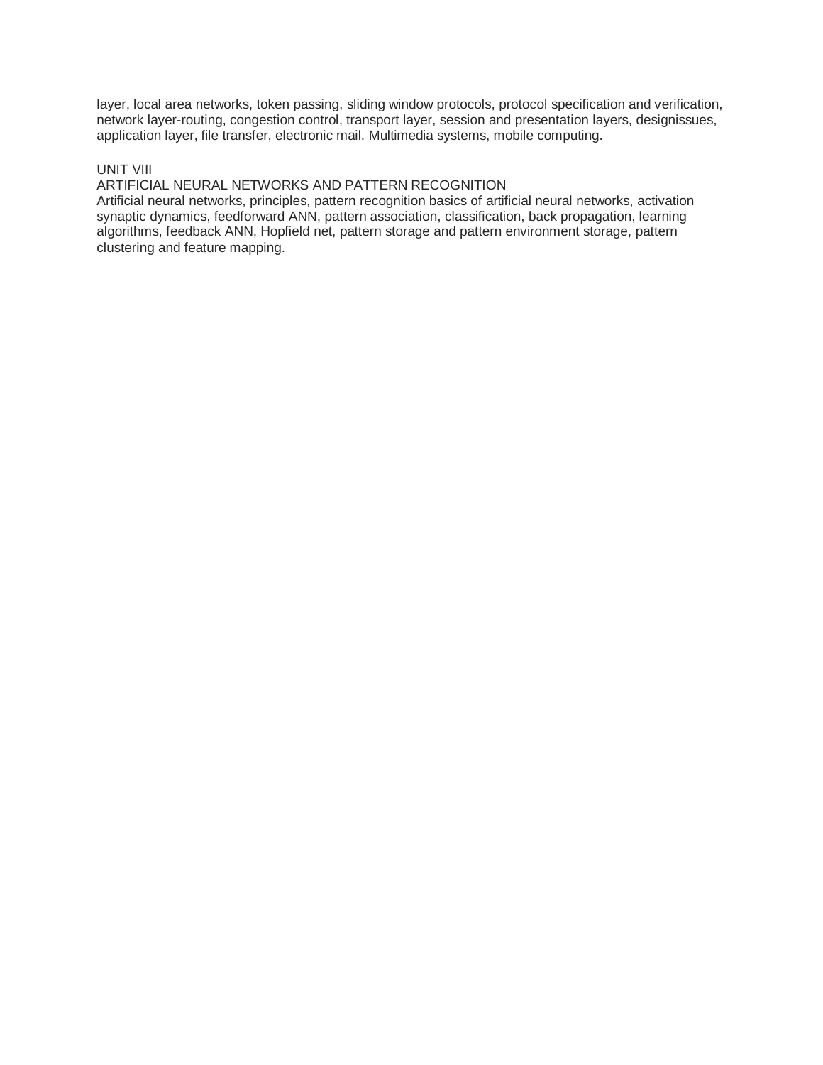layer, local area networks, token passing, sliding window protocols, protocol specification and verification, network layer-routing, congestion control, transport layer, session and presentation layers, designissues, application layer, file transfer, electronic mail. Multimedia systems, mobile computing.

## UNIT VIII

### ARTIFICIAL NEURAL NETWORKS AND PATTERN RECOGNITION

Artificial neural networks, principles, pattern recognition basics of artificial neural networks, activation synaptic dynamics, feedforward ANN, pattern association, classification, back propagation, learning algorithms, feedback ANN, Hopfield net, pattern storage and pattern environment storage, pattern clustering and feature mapping.